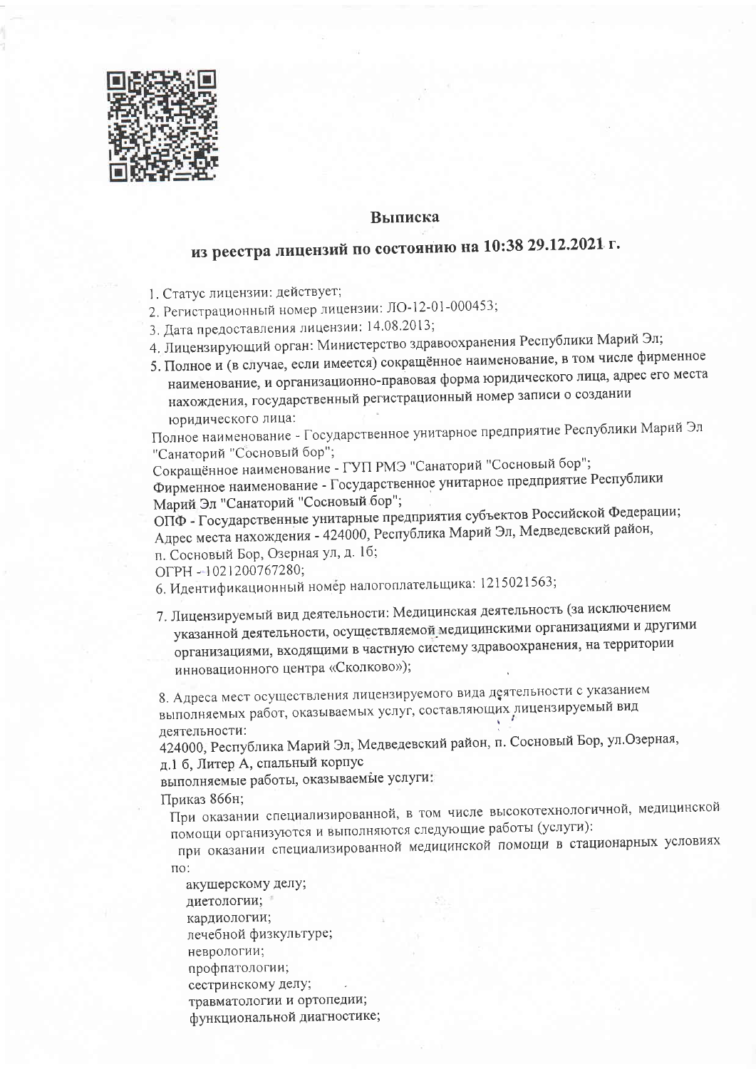## Выписка

## из реестра лицензий по состоянию на 10:38 29.12.2021 г.

1. Статус лицензии: действует;
2. Регистрационный номер лицензии: ЛО-12-01-000453;
3. Дата предоставления лицензии: 14.08.2013;
4. Лицензирующий орган: Министерство здравоохранения Республики Марий Эл;
5. Полное и (в случае, если имеется) сокращённое наименование, в том числе фирменное наименование, и организационно-правовая форма юридического лица, адрес его места нахождения, государственный регистрационный номер записи о создании юридического лица:

Полное наименование - Государственное унитарное предприятие Республики Марий Эл "Санаторий "Сосновый бор";
Сокращённое наименование - ГУП РМЭ "Санаторий "Сосновый бор";
Фирменное наименование - Государственное унитарное предприятие Республики Марий Эл "Санаторий "Сосновый бор";
ОПФ - Государственные унитарные предприятия субъектов Российской Федерации;
Адрес места нахождения - 424000, Республика Марий Эл, Медведевский район, п. Сосновый Бор, Озерная ул, д. 1б;
ОГРН - 1021200767280;

6. Идентификационный номер налогоплательщика: 1215021563;
7. Лицензируемый вид деятельности: Медицинская деятельность (за исключением указанной деятельности, осуществляемой медицинскими организациями и другими организациями, входящими в частную систему здравоохранения, на территории инновационного центра «Сколково»);
8. Адреса мест осуществления лицензируемого вида деятельности с указанием выполняемых работ, оказываемых услуг, составляющих лицензируемый вид деятельности:

424000, Республика Марий Эл, Медведевский район, п. Сосновый Бор, ул.Озерная, д.1 б, Литер А, спальный корпус
выполняемые работы, оказываемые услуги:
Приказ 866н;
При оказании специализированной, в том числе высокотехнологичной, медицинской помощи организуются и выполняются следующие работы (услуги):
при оказании специализированной медицинской помощи в стационарных условиях по:
- акушерскому делу;
- диетологии;
- кардиологии;
- лечебной физкультуре;
- неврологии;
- профпатологии;
- сестринскому делу;
- травматологии и ортопедии;
- функциональной диагностике;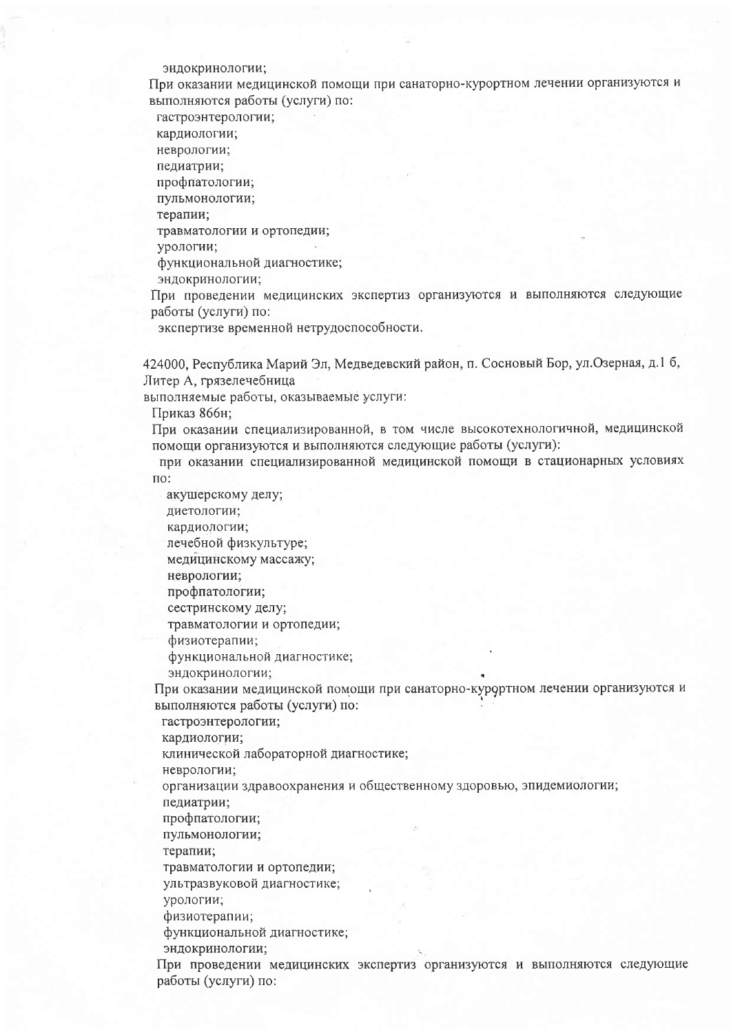эндокринологии;

При оказании медицинской помощи при санаторно-курортном лечении организуются и выполняются работы (услуги) по:

гастроэнтерологии;

кардиологии;

неврологии;

педиатрии;

профпатологии;

пульмонологии;

терапии;

травматологии и ортопедии;

урологии;

функциональной диагностике;

эндокринологии;

При проведении медицинских экспертиз организуются и выполняются следующие работы (услуги) по:

экспертизе временной нетрудоспособности.

424000, Республика Марий Эл, Медведевский район, п. Сосновый Бор, ул.Озерная, д.1 б, Литер А, грязелечебница

выполняемые работы, оказываемые услуги:

Приказ 866н;

При оказании специализированной, в том числе высокотехнологичной, медицинской помощи организуются и выполняются следующие работы (услуги):

при оказании специализированной медицинской помощи в стационарных условиях по:

акушерскому делу;

диетологии;

кардиологии;

лечебной физкультуре;

медицинскому массажу;

неврологии;

профпатологии;

сестринскому делу;

травматологии и ортопедии;

физиотерапии;

функциональной диагностике;

эндокринологии;

При оказании медицинской помощи при санаторно-курортном лечении организуются и выполняются работы (услуги) по:

гастроэнтерологии;

кардиологии;

клинической лабораторной диагностике;

неврологии;

организации здравоохранения и общественному здоровью, эпидемиологии;

педиатрии;

профпатологии;

пульмонологии;

терапии;

травматологии и ортопедии;

ультразвуковой диагностике;

урологии;

физиотерапии;

функциональной диагностике;

эндокринологии;

При проведении медицинских экспертиз организуются и выполняются следующие работы (услуги) по: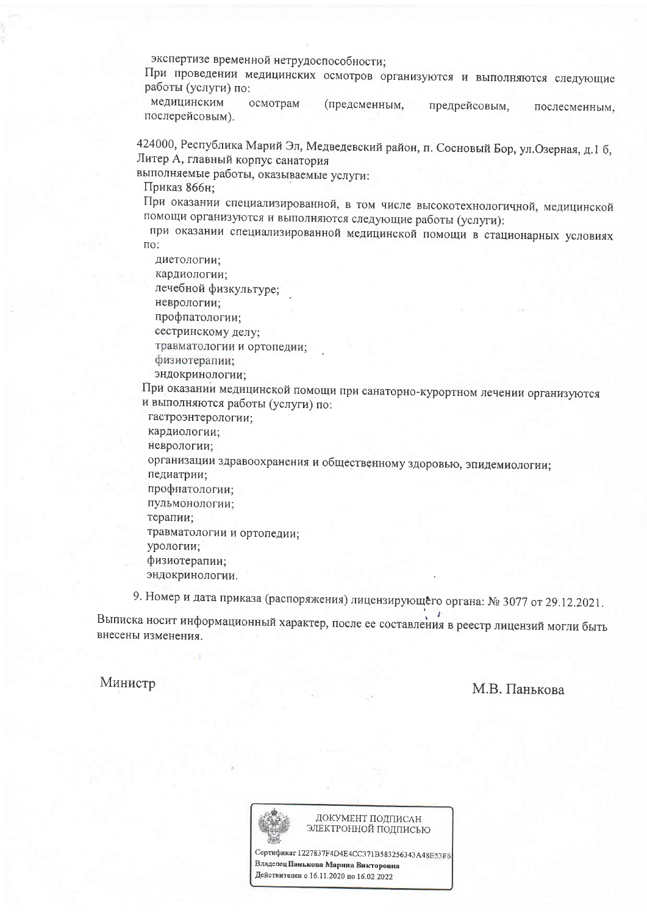экспертизе временной нетрудоспособности;

При проведении медицинских осмотров организуются и выполняются следующие работы (услуги) по:

медицинским осмотрам (предсменным, предрейсовым, послесменным, послерейсовым).

424000, Республика Марий Эл, Медведевский район, п. Сосновый Бор, ул.Озерная, д.1 б, Литер А, главный корпус санатория

выполняемые работы, оказываемые услуги:

Приказ 866н;

При оказании специализированной, в том числе высокотехнологичной, медицинской помощи организуются и выполняются следующие работы (услуги):

при оказании специализированной медицинской помощи в стационарных условиях по:

диетологии;
кардиологии;
лечебной физкультуре;
неврологии;
профпатологии;
сестринскому делу;
травматологии и ортопедии;
физиотерапии;
эндокринологии;

При оказании медицинской помощи при санаторно-курортном лечении организуются и выполняются работы (услуги) по:

гастроэнтерологии;
кардиологии;
неврологии;
организации здравоохранения и общественному здоровью, эпидемиологии;
педиатрии;
профпатологии;
пульмонологии;
терапии;
травматологии и ортопедии;
урологии;
физиотерапии;
эндокринологии.

9. Номер и дата приказа (распоряжения) лицензирующего органа: № 3077 от 29.12.2021.

Выписка носит информационный характер, после ее составления в реестр лицензий могли быть внесены изменения.

Министр М.В. Панькова

ДОКУМЕНТ ПОДПИСАН ЭЛЕКТРОННОЙ ПОДПИСЬЮ

Сертификат 1227837F4D4E4CC371B583256343A48E53F6
Владелец Панькова Марина Викторовна
Действителен с 16.11.2020 по 16.02.2022